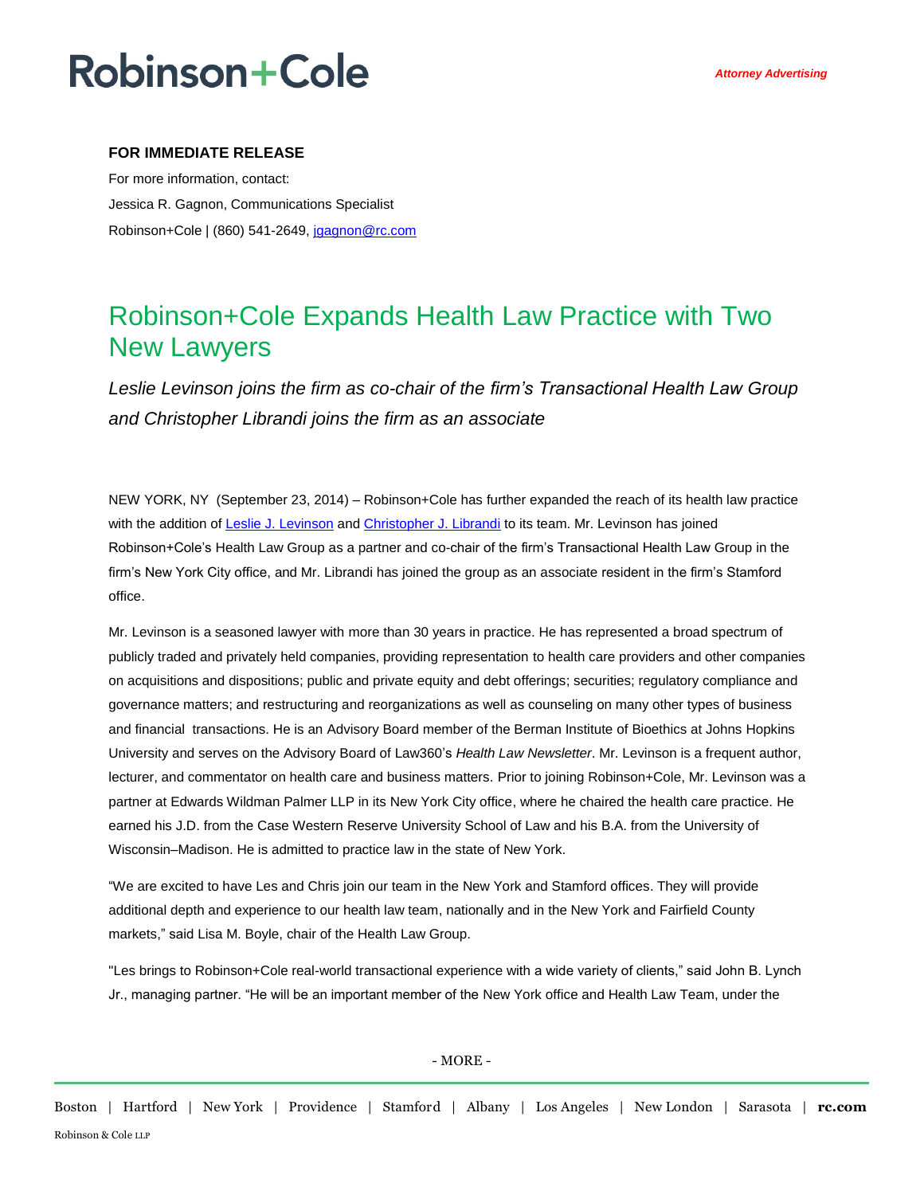# Robinson+Cole

*Attorney Advertising*

**FOR IMMEDIATE RELEASE**

For more information, contact:

Jessica R. Gagnon, Communications Specialist

Robinson+Cole | (860) 541-2649, jgagnon@rc.com

## Robinson+Cole Expands Health Law Practice with Two New Lawyers

*Leslie Levinson joins the firm as co-chair of the firm's Transactional Health Law Group and Christopher Librandi joins the firm as an associate*

NEW YORK, NY (September 23, 2014) – Robinson+Cole has further expanded the reach of its health law practice with the addition of Leslie J. Levinson and Christopher J. Librandi to its team. Mr. Levinson has joined Robinson+Cole's Health Law Group as a partner and co-chair of the firm's Transactional Health Law Group in the firm's New York City office, and Mr. Librandi has joined the group as an associate resident in the firm's Stamford office.

Mr. Levinson is a seasoned lawyer with more than 30 years in practice. He has represented a broad spectrum of publicly traded and privately held companies, providing representation to health care providers and other companies on acquisitions and dispositions; public and private equity and debt offerings; securities; regulatory compliance and governance matters; and restructuring and reorganizations as well as counseling on many other types of business and financial transactions. He is an Advisory Board member of the Berman Institute of Bioethics at Johns Hopkins University and serves on the Advisory Board of Law360's *Health Law Newsletter*. Mr. Levinson is a frequent author, lecturer, and commentator on health care and business matters. Prior to joining Robinson+Cole, Mr. Levinson was a partner at Edwards Wildman Palmer LLP in its New York City office, where he chaired the health care practice. He earned his J.D. from the Case Western Reserve University School of Law and his B.A. from the University of Wisconsin–Madison. He is admitted to practice law in the state of New York.

"We are excited to have Les and Chris join our team in the New York and Stamford offices. They will provide additional depth and experience to our health law team, nationally and in the New York and Fairfield County markets," said Lisa M. Boyle, chair of the Health Law Group.

"Les brings to Robinson+Cole real-world transactional experience with a wide variety of clients," said John B. Lynch Jr., managing partner. "He will be an important member of the New York office and Health Law Team, under the

- MORE -

Boston | Hartford | New York | Providence | Stamford | Albany | Los Angeles | New London | Sarasota | **rc.com**

Robinson & Cole LLP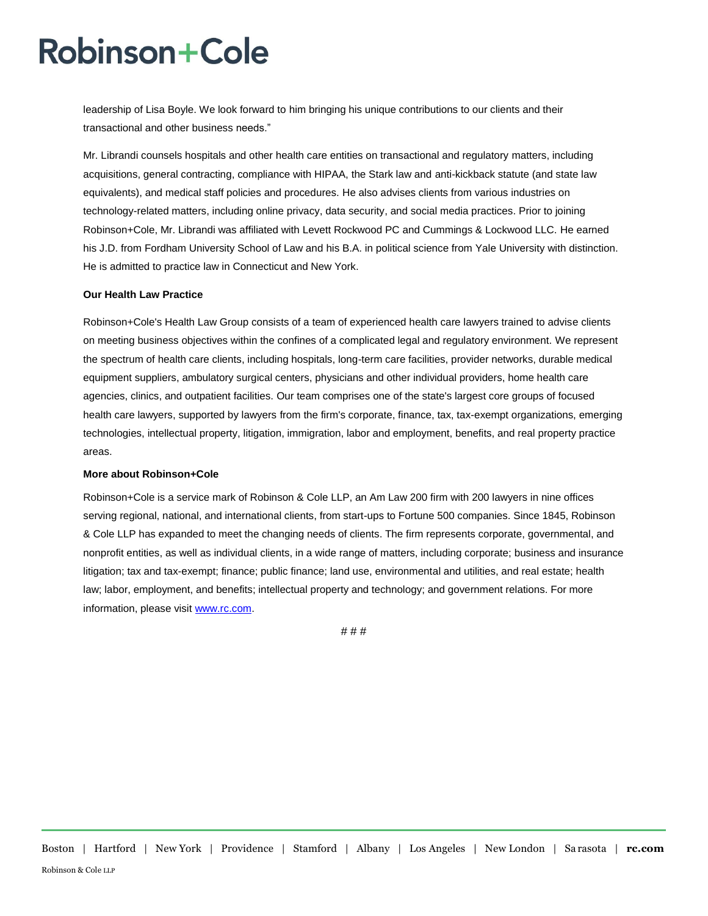leadership of Lisa Boyle. We look forward to him bringing his unique contributions to our clients and their transactional and other business needs."

Mr. Librandi counsels hospitals and other health care entities on transactional and regulatory matters, including acquisitions, general contracting, compliance with HIPAA, the Stark law and anti-kickback statute (and state law equivalents), and medical staff policies and procedures. He also advises clients from various industries on technology-related matters, including online privacy, data security, and social media practices. Prior to joining Robinson+Cole, Mr. Librandi was affiliated with Levett Rockwood PC and Cummings & Lockwood LLC. He earned his J.D. from Fordham University School of Law and his B.A. in political science from Yale University with distinction. He is admitted to practice law in Connecticut and New York.

**Our Health Law Practice**

Robinson+Cole's Health Law Group consists of a team of experienced health care lawyers trained to advise clients on meeting business objectives within the confines of a complicated legal and regulatory environment. We represent the spectrum of health care clients, including hospitals, long-term care facilities, provider networks, durable medical equipment suppliers, ambulatory surgical centers, physicians and other individual providers, home health care agencies, clinics, and outpatient facilities. Our team comprises one of the state's largest core groups of focused health care lawyers, supported by lawyers from the firm's corporate, finance, tax, tax-exempt organizations, emerging technologies, intellectual property, litigation, immigration, labor and employment, benefits, and real property practice areas.

**More about Robinson+Cole**

Robinson+Cole is a service mark of Robinson & Cole LLP, an Am Law 200 firm with 200 lawyers in nine offices serving regional, national, and international clients, from start-ups to Fortune 500 companies. Since 1845, Robinson & Cole LLP has expanded to meet the changing needs of clients. The firm represents corporate, governmental, and nonprofit entities, as well as individual clients, in a wide range of matters, including corporate; business and insurance litigation; tax and tax-exempt; finance; public finance; land use, environmental and utilities, and real estate; health law; labor, employment, and benefits; intellectual property and technology; and government relations. For more information, please visit www.rc.com.

# # #